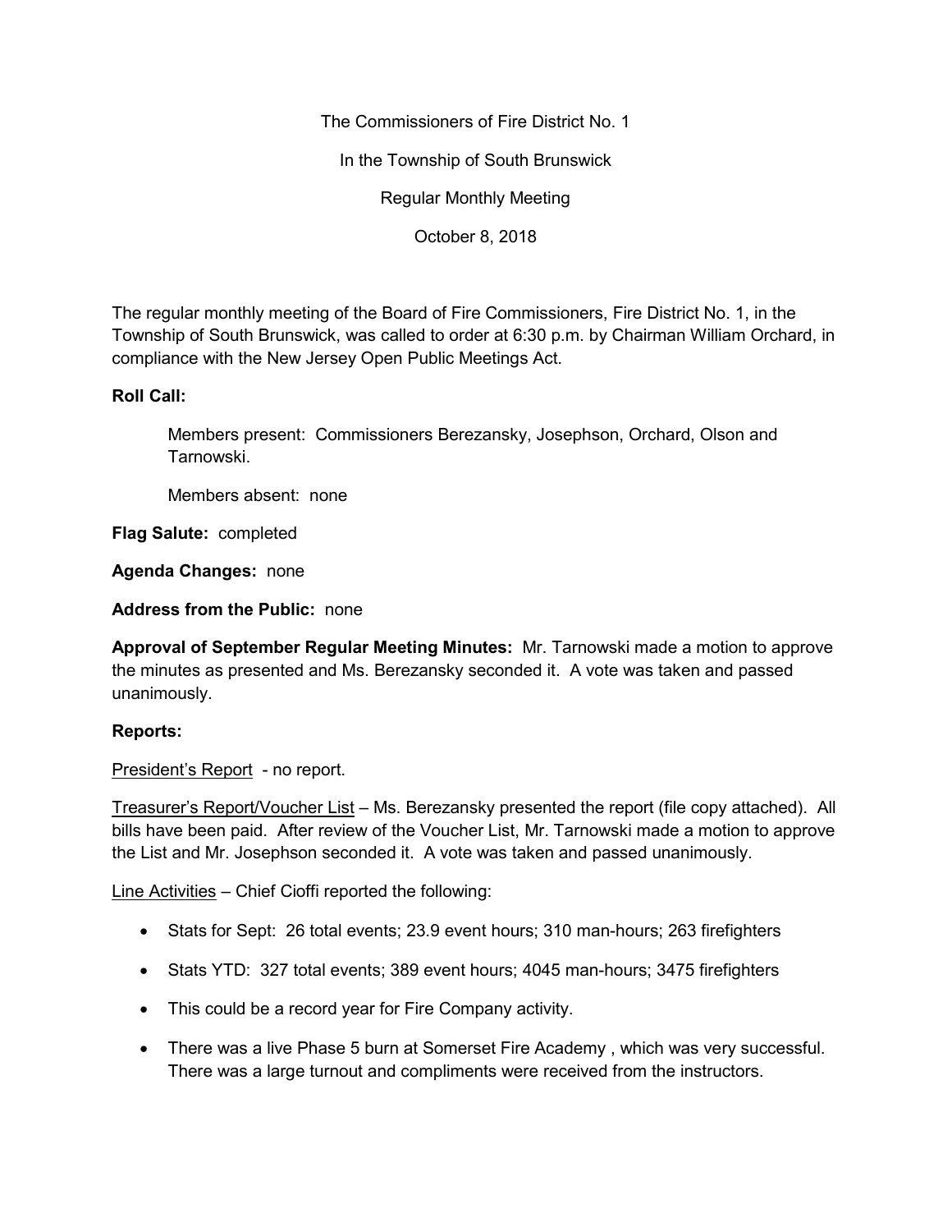The Commissioners of Fire District No. 1

In the Township of South Brunswick

Regular Monthly Meeting

October 8, 2018

The regular monthly meeting of the Board of Fire Commissioners, Fire District No. 1, in the Township of South Brunswick, was called to order at 6:30 p.m. by Chairman William Orchard, in compliance with the New Jersey Open Public Meetings Act.

**Roll Call:**

Members present: Commissioners Berezansky, Josephson, Orchard, Olson and Tarnowski.

Members absent: none

**Flag Salute:** completed

**Agenda Changes:** none

**Address from the Public:** none

**Approval of September Regular Meeting Minutes:** Mr. Tarnowski made a motion to approve the minutes as presented and Ms. Berezansky seconded it. A vote was taken and passed unanimously.

**Reports:**

<u>President's Report</u> - no report.

<u>Treasurer's Report/Voucher List</u> – Ms. Berezansky presented the report (file copy attached). All bills have been paid. After review of the Voucher List, Mr. Tarnowski made a motion to approve the List and Mr. Josephson seconded it. A vote was taken and passed unanimously.

<u>Line Activities</u> – Chief Cioffi reported the following:

- Stats for Sept: 26 total events; 23.9 event hours; 310 man-hours; 263 firefighters
- Stats YTD: 327 total events; 389 event hours; 4045 man-hours; 3475 firefighters
- This could be a record year for Fire Company activity.
- There was a live Phase 5 burn at Somerset Fire Academy , which was very successful. There was a large turnout and compliments were received from the instructors.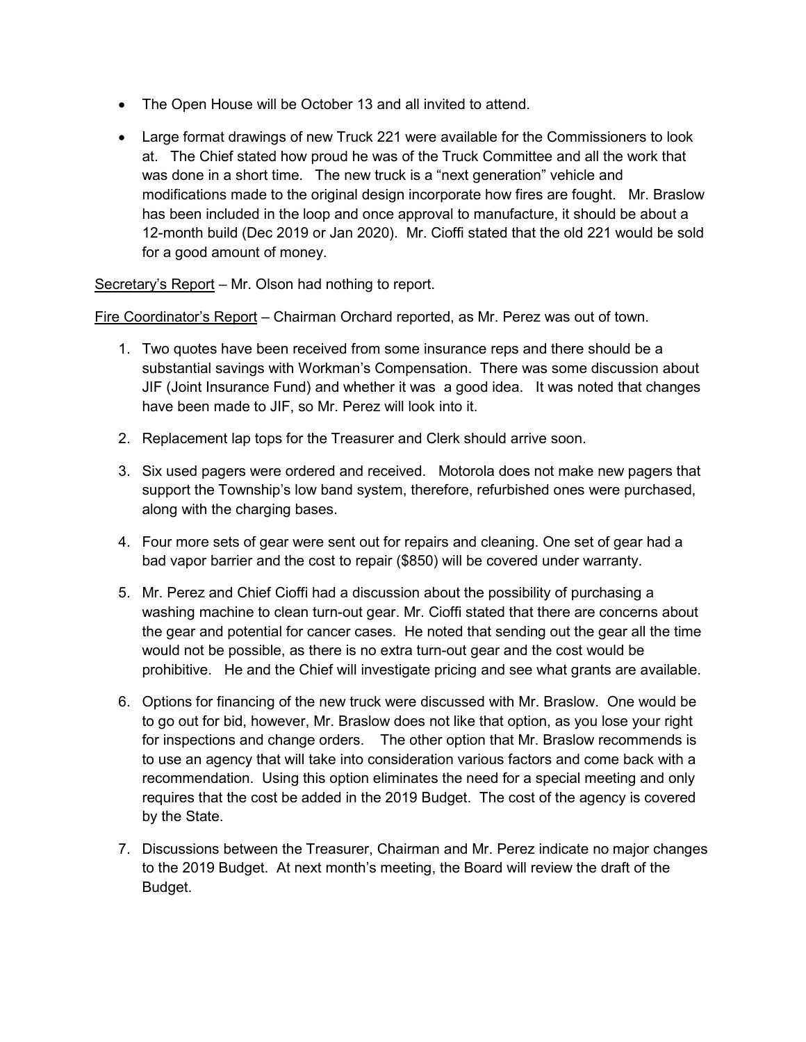- The Open House will be October 13 and all invited to attend.
- Large format drawings of new Truck 221 were available for the Commissioners to look at. The Chief stated how proud he was of the Truck Committee and all the work that was done in a short time. The new truck is a "next generation" vehicle and modifications made to the original design incorporate how fires are fought. Mr. Braslow has been included in the loop and once approval to manufacture, it should be about a 12-month build (Dec 2019 or Jan 2020). Mr. Cioffi stated that the old 221 would be sold for a good amount of money.

<u>Secretary's Report</u> – Mr. Olson had nothing to report.

<u>Fire Coordinator's Report</u> – Chairman Orchard reported, as Mr. Perez was out of town.

1. Two quotes have been received from some insurance reps and there should be a substantial savings with Workman's Compensation. There was some discussion about JIF (Joint Insurance Fund) and whether it was a good idea. It was noted that changes have been made to JIF, so Mr. Perez will look into it.
2. Replacement lap tops for the Treasurer and Clerk should arrive soon.
3. Six used pagers were ordered and received. Motorola does not make new pagers that support the Township's low band system, therefore, refurbished ones were purchased, along with the charging bases.
4. Four more sets of gear were sent out for repairs and cleaning. One set of gear had a bad vapor barrier and the cost to repair ($850) will be covered under warranty.
5. Mr. Perez and Chief Cioffi had a discussion about the possibility of purchasing a washing machine to clean turn-out gear. Mr. Cioffi stated that there are concerns about the gear and potential for cancer cases. He noted that sending out the gear all the time would not be possible, as there is no extra turn-out gear and the cost would be prohibitive. He and the Chief will investigate pricing and see what grants are available.
6. Options for financing of the new truck were discussed with Mr. Braslow. One would be to go out for bid, however, Mr. Braslow does not like that option, as you lose your right for inspections and change orders. The other option that Mr. Braslow recommends is to use an agency that will take into consideration various factors and come back with a recommendation. Using this option eliminates the need for a special meeting and only requires that the cost be added in the 2019 Budget. The cost of the agency is covered by the State.
7. Discussions between the Treasurer, Chairman and Mr. Perez indicate no major changes to the 2019 Budget. At next month's meeting, the Board will review the draft of the Budget.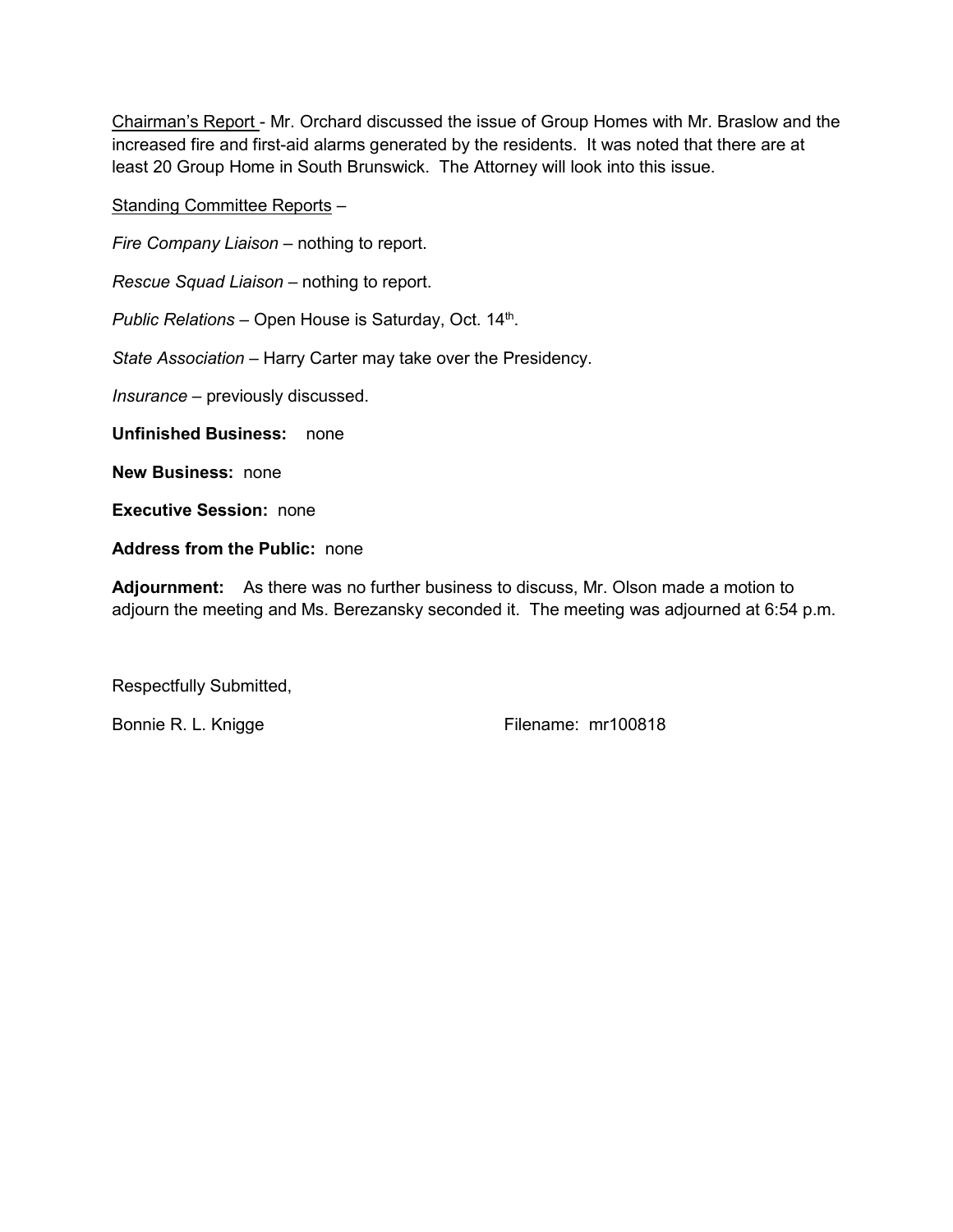Chairman's Report - Mr. Orchard discussed the issue of Group Homes with Mr. Braslow and the increased fire and first-aid alarms generated by the residents. It was noted that there are at least 20 Group Home in South Brunswick. The Attorney will look into this issue.

Standing Committee Reports –

*Fire Company Liaison* – nothing to report.

*Rescue Squad Liaison* – nothing to report.

*Public Relations* – Open House is Saturday, Oct. 14th.

*State Association* – Harry Carter may take over the Presidency.

*Insurance* – previously discussed.

**Unfinished Business:** none

**New Business:** none

**Executive Session:** none

**Address from the Public:** none

**Adjournment:** As there was no further business to discuss, Mr. Olson made a motion to adjourn the meeting and Ms. Berezansky seconded it. The meeting was adjourned at 6:54 p.m.

Respectfully Submitted,

Bonnie R. L. Knigge

Filename: mr100818